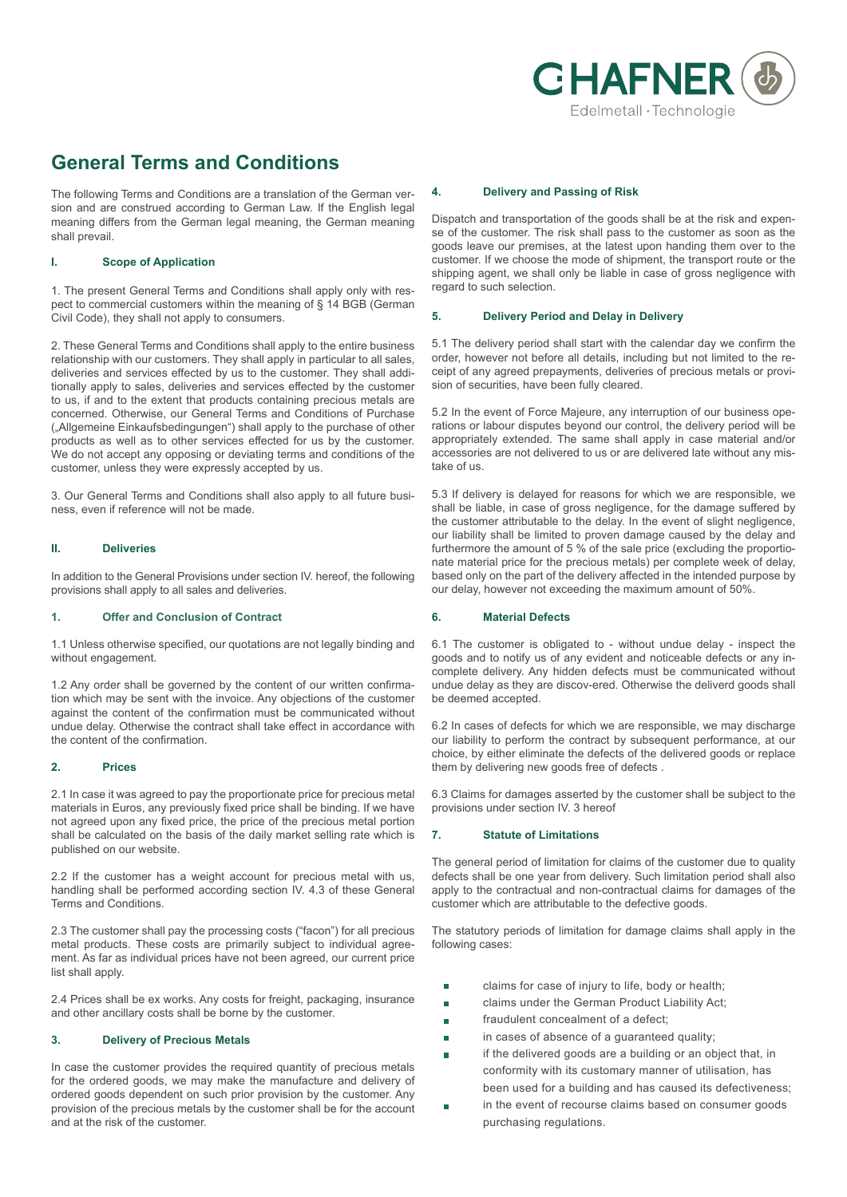# General Terms and Conditions

The following Terms and Conditions are a translation of the German version and are construed according to German Law. If the English legal meaning differs from the German legal meaning, the German meaning shall prevail.

## I. Scope of Application

1. The present General Terms and Conditions shall apply only with respect to commercial customers within the meaning of § 14 BGB (German Civil Code), they shall not apply to consumers.

2. These General Terms and Conditions shall apply to the entire business relationship with our customers. They shall apply in particular to all sales, deliveries and services effected by us to the customer. They shall additionally apply to sales, deliveries and services effected by the customer to us, if and to the extent that products containing precious metals are concerned. Otherwise, our General Terms and Conditions of Purchase („Allgemeine Einkaufsbedingungen") shall apply to the purchase of other products as well as to other services effected for us by the customer. We do not accept any opposing or deviating terms and conditions of the customer, unless they were expressly accepted by us.

3. Our General Terms and Conditions shall also apply to all future business, even if reference will not be made.

## II. Deliveries

In addition to the General Provisions under section IV. hereof, the following provisions shall apply to all sales and deliveries.

### 1. Offer and Conclusion of Contract

1.1 Unless otherwise specified, our quotations are not legally binding and without engagement.

1.2 Any order shall be governed by the content of our written confirmation which may be sent with the invoice. Any objections of the customer against the content of the confirmation must be communicated without undue delay. Otherwise the contract shall take effect in accordance with the content of the confirmation.

### 2. Prices

2.1 In case it was agreed to pay the proportionate price for precious metal materials in Euros, any previously fixed price shall be binding. If we have not agreed upon any fixed price, the price of the precious metal portion shall be calculated on the basis of the daily market selling rate which is published on our website.

2.2 If the customer has a weight account for precious metal with us, handling shall be performed according section IV. 4.3 of these General Terms and Conditions.

2.3 The customer shall pay the processing costs ("facon") for all precious metal products. These costs are primarily subject to individual agreement. As far as individual prices have not been agreed, our current price list shall apply.

2.4 Prices shall be ex works. Any costs for freight, packaging, insurance and other ancillary costs shall be borne by the customer.

### 3. Delivery of Precious Metals

In case the customer provides the required quantity of precious metals for the ordered goods, we may make the manufacture and delivery of ordered goods dependent on such prior provision by the customer. Any provision of the precious metals by the customer shall be for the account and at the risk of the customer.

### 4. Delivery and Passing of Risk

Dispatch and transportation of the goods shall be at the risk and expense of the customer. The risk shall pass to the customer as soon as the goods leave our premises, at the latest upon handing them over to the customer. If we choose the mode of shipment, the transport route or the shipping agent, we shall only be liable in case of gross negligence with regard to such selection.

### 5. Delivery Period and Delay in Delivery

5.1 The delivery period shall start with the calendar day we confirm the order, however not before all details, including but not limited to the receipt of any agreed prepayments, deliveries of precious metals or provision of securities, have been fully cleared.

5.2 In the event of Force Majeure, any interruption of our business operations or labour disputes beyond our control, the delivery period will be appropriately extended. The same shall apply in case material and/or accessories are not delivered to us or are delivered late without any mistake of us.

5.3 If delivery is delayed for reasons for which we are responsible, we shall be liable, in case of gross negligence, for the damage suffered by the customer attributable to the delay. In the event of slight negligence, our liability shall be limited to proven damage caused by the delay and furthermore the amount of 5 % of the sale price (excluding the proportionate material price for the precious metals) per complete week of delay, based only on the part of the delivery affected in the intended purpose by our delay, however not exceeding the maximum amount of 50%.

### 6. Material Defects

6.1 The customer is obligated to - without undue delay - inspect the goods and to notify us of any evident and noticeable defects or any incomplete delivery. Any hidden defects must be communicated without undue delay as they are discov-ered. Otherwise the deliverd goods shall be deemed accepted.

6.2 In cases of defects for which we are responsible, we may discharge our liability to perform the contract by subsequent performance, at our choice, by either eliminate the defects of the delivered goods or replace them by delivering new goods free of defects .

6.3 Claims for damages asserted by the customer shall be subject to the provisions under section IV. 3 hereof

### 7. Statute of Limitations

The general period of limitation for claims of the customer due to quality defects shall be one year from delivery. Such limitation period shall also apply to the contractual and non-contractual claims for damages of the customer which are attributable to the defective goods.

The statutory periods of limitation for damage claims shall apply in the following cases:

- claims for case of injury to life, body or health;
- claims under the German Product Liability Act;
- fraudulent concealment of a defect;
- in cases of absence of a guaranteed quality;
- if the delivered goods are a building or an object that, in conformity with its customary manner of utilisation, has been used for a building and has caused its defectiveness;
- in the event of recourse claims based on consumer goods purchasing regulations.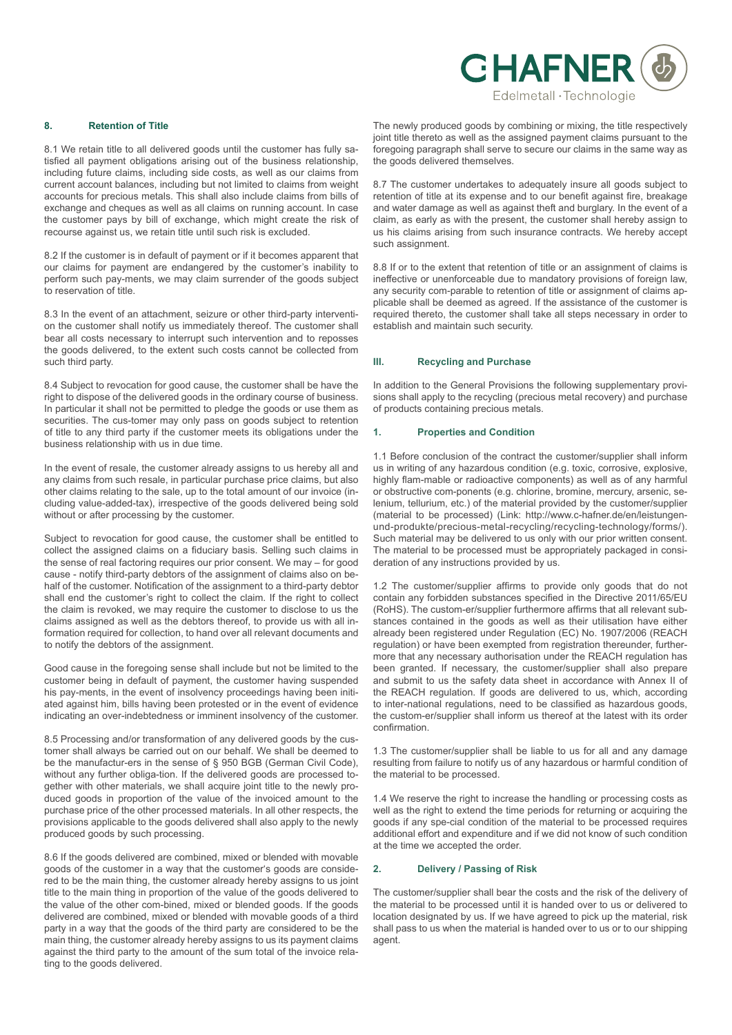## 8. Retention of Title

8.1 We retain title to all delivered goods until the customer has fully satisfied all payment obligations arising out of the business relationship, including future claims, including side costs, as well as our claims from current account balances, including but not limited to claims from weight accounts for precious metals. This shall also include claims from bills of exchange and cheques as well as all claims on running account. In case the customer pays by bill of exchange, which might create the risk of recourse against us, we retain title until such risk is excluded.

8.2 If the customer is in default of payment or if it becomes apparent that our claims for payment are endangered by the customer's inability to perform such pay-ments, we may claim surrender of the goods subject to reservation of title.

8.3 In the event of an attachment, seizure or other third-party intervention the customer shall notify us immediately thereof. The customer shall bear all costs necessary to interrupt such intervention and to reposses the goods delivered, to the extent such costs cannot be collected from such third party.

8.4 Subject to revocation for good cause, the customer shall be have the right to dispose of the delivered goods in the ordinary course of business. In particular it shall not be permitted to pledge the goods or use them as securities. The cus-tomer may only pass on goods subject to retention of title to any third party if the customer meets its obligations under the business relationship with us in due time.

In the event of resale, the customer already assigns to us hereby all and any claims from such resale, in particular purchase price claims, but also other claims relating to the sale, up to the total amount of our invoice (including value-added-tax), irrespective of the goods delivered being sold without or after processing by the customer.

Subject to revocation for good cause, the customer shall be entitled to collect the assigned claims on a fiduciary basis. Selling such claims in the sense of real factoring requires our prior consent. We may – for good cause - notify third-party debtors of the assignment of claims also on behalf of the customer. Notification of the assignment to a third-party debtor shall end the customer's right to collect the claim. If the right to collect the claim is revoked, we may require the customer to disclose to us the claims assigned as well as the debtors thereof, to provide us with all information required for collection, to hand over all relevant documents and to notify the debtors of the assignment.

Good cause in the foregoing sense shall include but not be limited to the customer being in default of payment, the customer having suspended his pay-ments, in the event of insolvency proceedings having been initiated against him, bills having been protested or in the event of evidence indicating an over-indebtedness or imminent insolvency of the customer.

8.5 Processing and/or transformation of any delivered goods by the customer shall always be carried out on our behalf. We shall be deemed to be the manufactur-ers in the sense of § 950 BGB (German Civil Code), without any further obliga-tion. If the delivered goods are processed together with other materials, we shall acquire joint title to the newly produced goods in proportion of the value of the invoiced amount to the purchase price of the other processed materials. In all other respects, the provisions applicable to the goods delivered shall also apply to the newly produced goods by such processing.

8.6 If the goods delivered are combined, mixed or blended with movable goods of the customer in a way that the customer's goods are considered to be the main thing, the customer already hereby assigns to us joint title to the main thing in proportion of the value of the goods delivered to the value of the other com-bined, mixed or blended goods. If the goods delivered are combined, mixed or blended with movable goods of a third party in a way that the goods of the third party are considered to be the main thing, the customer already hereby assigns to us its payment claims against the third party to the amount of the sum total of the invoice relating to the goods delivered.

The newly produced goods by combining or mixing, the title respectively joint title thereto as well as the assigned payment claims pursuant to the foregoing paragraph shall serve to secure our claims in the same way as the goods delivered themselves.

8.7 The customer undertakes to adequately insure all goods subject to retention of title at its expense and to our benefit against fire, breakage and water damage as well as against theft and burglary. In the event of a claim, as early as with the present, the customer shall hereby assign to us his claims arising from such insurance contracts. We hereby accept such assignment.

8.8 If or to the extent that retention of title or an assignment of claims is ineffective or unenforceable due to mandatory provisions of foreign law, any security com-parable to retention of title or assignment of claims applicable shall be deemed as agreed. If the assistance of the customer is required thereto, the customer shall take all steps necessary in order to establish and maintain such security.

# III. Recycling and Purchase

In addition to the General Provisions the following supplementary provisions shall apply to the recycling (precious metal recovery) and purchase of products containing precious metals.

## 1. Properties and Condition

1.1 Before conclusion of the contract the customer/supplier shall inform us in writing of any hazardous condition (e.g. toxic, corrosive, explosive, highly flam-mable or radioactive components) as well as of any harmful or obstructive com-ponents (e.g. chlorine, bromine, mercury, arsenic, selenium, tellurium, etc.) of the material provided by the customer/supplier (material to be processed) (Link: http://www.c-hafner.de/en/leistungen-und-produkte/precious-metal-recycling/recycling-technology/forms/). Such material may be delivered to us only with our prior written consent. The material to be processed must be appropriately packaged in consideration of any instructions provided by us.

1.2 The customer/supplier affirms to provide only goods that do not contain any forbidden substances specified in the Directive 2011/65/EU (RoHS). The custom-er/supplier furthermore affirms that all relevant substances contained in the goods as well as their utilisation have either already been registered under Regulation (EC) No. 1907/2006 (REACH regulation) or have been exempted from registration thereunder, furthermore that any necessary authorisation under the REACH regulation has been granted. If necessary, the customer/supplier shall also prepare and submit to us the safety data sheet in accordance with Annex II of the REACH regulation. If goods are delivered to us, which, according to inter-national regulations, need to be classified as hazardous goods, the custom-er/supplier shall inform us thereof at the latest with its order confirmation.

1.3 The customer/supplier shall be liable to us for all and any damage resulting from failure to notify us of any hazardous or harmful condition of the material to be processed.

1.4 We reserve the right to increase the handling or processing costs as well as the right to extend the time periods for returning or acquiring the goods if any spe-cial condition of the material to be processed requires additional effort and expenditure and if we did not know of such condition at the time we accepted the order.

## 2. Delivery / Passing of Risk

The customer/supplier shall bear the costs and the risk of the delivery of the material to be processed until it is handed over to us or delivered to location designated by us. If we have agreed to pick up the material, risk shall pass to us when the material is handed over to us or to our shipping agent.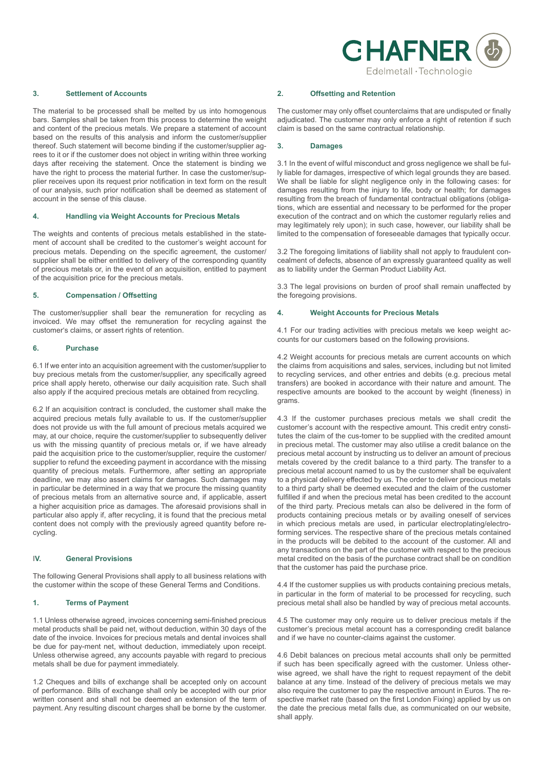### 3. Settlement of Accounts

The material to be processed shall be melted by us into homogenous bars. Samples shall be taken from this process to determine the weight and content of the precious metals. We prepare a statement of account based on the results of this analysis and inform the customer/supplier thereof. Such statement will become binding if the customer/supplier agrees to it or if the customer does not object in writing within three working days after receiving the statement. Once the statement is binding we have the right to process the material further. In case the customer/supplier receives upon its request prior notification in text form on the result of our analysis, such prior notification shall be deemed as statement of account in the sense of this clause.

### 4. Handling via Weight Accounts for Precious Metals

The weights and contents of precious metals established in the statement of account shall be credited to the customer's weight account for precious metals. Depending on the specific agreement, the customer/supplier shall be either entitled to delivery of the corresponding quantity of precious metals or, in the event of an acquisition, entitled to payment of the acquisition price for the precious metals.

### 5. Compensation / Offsetting

The customer/supplier shall bear the remuneration for recycling as invoiced. We may offset the remuneration for recycling against the customer's claims, or assert rights of retention.

### 6. Purchase

6.1 If we enter into an acquisition agreement with the customer/supplier to buy precious metals from the customer/supplier, any specifically agreed price shall apply hereto, otherwise our daily acquisition rate. Such shall also apply if the acquired precious metals are obtained from recycling.

6.2 If an acquisition contract is concluded, the customer shall make the acquired precious metals fully available to us. If the customer/supplier does not provide us with the full amount of precious metals acquired we may, at our choice, require the customer/supplier to subsequently deliver us with the missing quantity of precious metals or, if we have already paid the acquisition price to the customer/supplier, require the customer/supplier to refund the exceeding payment in accordance with the missing quantity of precious metals. Furthermore, after setting an appropriate deadline, we may also assert claims for damages. Such damages may in particular be determined in a way that we procure the missing quantity of precious metals from an alternative source and, if applicable, assert a higher acquisition price as damages. The aforesaid provisions shall in particular also apply if, after recycling, it is found that the precious metal content does not comply with the previously agreed quantity before recycling.

## IV. General Provisions

The following General Provisions shall apply to all business relations with the customer within the scope of these General Terms and Conditions.

### 1. Terms of Payment

1.1 Unless otherwise agreed, invoices concerning semi-finished precious metal products shall be paid net, without deduction, within 30 days of the date of the invoice. Invoices for precious metals and dental invoices shall be due for pay-ment net, without deduction, immediately upon receipt. Unless otherwise agreed, any accounts payable with regard to precious metals shall be due for payment immediately.

1.2 Cheques and bills of exchange shall be accepted only on account of performance. Bills of exchange shall only be accepted with our prior written consent and shall not be deemed an extension of the term of payment. Any resulting discount charges shall be borne by the customer.

### 2. Offsetting and Retention

The customer may only offset counterclaims that are undisputed or finally adjudicated. The customer may only enforce a right of retention if such claim is based on the same contractual relationship.

### 3. Damages

3.1 In the event of wilful misconduct and gross negligence we shall be fully liable for damages, irrespective of which legal grounds they are based. We shall be liable for slight negligence only in the following cases: for damages resulting from the injury to life, body or health; for damages resulting from the breach of fundamental contractual obligations (obligations, which are essential and necessary to be performed for the proper execution of the contract and on which the customer regularly relies and may legitimately rely upon); in such case, however, our liability shall be limited to the compensation of foreseeable damages that typically occur.

3.2 The foregoing limitations of liability shall not apply to fraudulent concealment of defects, absence of an expressly guaranteed quality as well as to liability under the German Product Liability Act.

3.3 The legal provisions on burden of proof shall remain unaffected by the foregoing provisions.

### 4. Weight Accounts for Precious Metals

4.1 For our trading activities with precious metals we keep weight accounts for our customers based on the following provisions.

4.2 Weight accounts for precious metals are current accounts on which the claims from acquisitions and sales, services, including but not limited to recycling services, and other entries and debits (e.g. precious metal transfers) are booked in accordance with their nature and amount. The respective amounts are booked to the account by weight (fineness) in grams.

4.3 If the customer purchases precious metals we shall credit the customer's account with the respective amount. This credit entry constitutes the claim of the cus-tomer to be supplied with the credited amount in precious metal. The customer may also utilise a credit balance on the precious metal account by instructing us to deliver an amount of precious metals covered by the credit balance to a third party. The transfer to a precious metal account named to us by the customer shall be equivalent to a physical delivery effected by us. The order to deliver precious metals to a third party shall be deemed executed and the claim of the customer fulfilled if and when the precious metal has been credited to the account of the third party. Precious metals can also be delivered in the form of products containing precious metals or by availing oneself of services in which precious metals are used, in particular electroplating/electroforming services. The respective share of the precious metals contained in the products will be debited to the account of the customer. All and any transactions on the part of the customer with respect to the precious metal credited on the basis of the purchase contract shall be on condition that the customer has paid the purchase price.

4.4 If the customer supplies us with products containing precious metals, in particular in the form of material to be processed for recycling, such precious metal shall also be handled by way of precious metal accounts.

4.5 The customer may only require us to deliver precious metals if the customer's precious metal account has a corresponding credit balance and if we have no counter-claims against the customer.

4.6 Debit balances on precious metal accounts shall only be permitted if such has been specifically agreed with the customer. Unless otherwise agreed, we shall have the right to request repayment of the debit balance at any time. Instead of the delivery of precious metals we may also require the customer to pay the respective amount in Euros. The respective market rate (based on the first London Fixing) applied by us on the date the precious metal falls due, as communicated on our website, shall apply.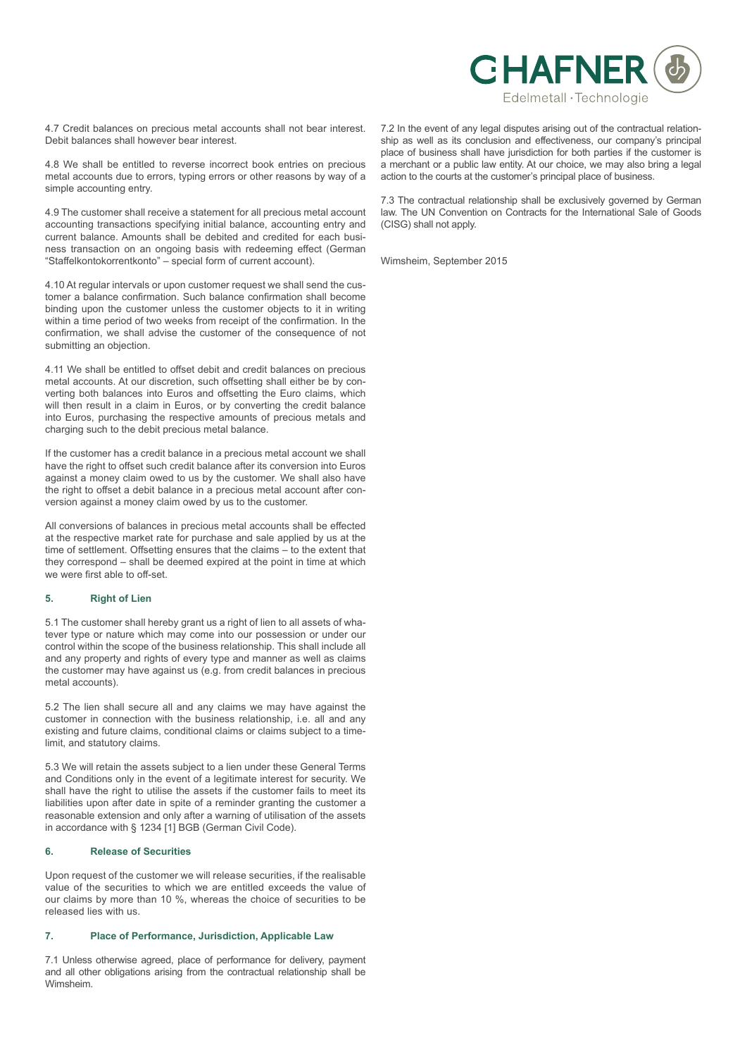4.7 Credit balances on precious metal accounts shall not bear interest. Debit balances shall however bear interest.

4.8 We shall be entitled to reverse incorrect book entries on precious metal accounts due to errors, typing errors or other reasons by way of a simple accounting entry.

4.9 The customer shall receive a statement for all precious metal account accounting transactions specifying initial balance, accounting entry and current balance. Amounts shall be debited and credited for each business transaction on an ongoing basis with redeeming effect (German "Staffelkontokorrentkonto" – special form of current account).

4.10 At regular intervals or upon customer request we shall send the customer a balance confirmation. Such balance confirmation shall become binding upon the customer unless the customer objects to it in writing within a time period of two weeks from receipt of the confirmation. In the confirmation, we shall advise the customer of the consequence of not submitting an objection.

4.11 We shall be entitled to offset debit and credit balances on precious metal accounts. At our discretion, such offsetting shall either be by converting both balances into Euros and offsetting the Euro claims, which will then result in a claim in Euros, or by converting the credit balance into Euros, purchasing the respective amounts of precious metals and charging such to the debit precious metal balance.

If the customer has a credit balance in a precious metal account we shall have the right to offset such credit balance after its conversion into Euros against a money claim owed to us by the customer. We shall also have the right to offset a debit balance in a precious metal account after conversion against a money claim owed by us to the customer.

All conversions of balances in precious metal accounts shall be effected at the respective market rate for purchase and sale applied by us at the time of settlement. Offsetting ensures that the claims – to the extent that they correspond – shall be deemed expired at the point in time at which we were first able to off-set.

## 5. Right of Lien

5.1 The customer shall hereby grant us a right of lien to all assets of whatever type or nature which may come into our possession or under our control within the scope of the business relationship. This shall include all and any property and rights of every type and manner as well as claims the customer may have against us (e.g. from credit balances in precious metal accounts).

5.2 The lien shall secure all and any claims we may have against the customer in connection with the business relationship, i.e. all and any existing and future claims, conditional claims or claims subject to a time-limit, and statutory claims.

5.3 We will retain the assets subject to a lien under these General Terms and Conditions only in the event of a legitimate interest for security. We shall have the right to utilise the assets if the customer fails to meet its liabilities upon after date in spite of a reminder granting the customer a reasonable extension and only after a warning of utilisation of the assets in accordance with § 1234 [1] BGB (German Civil Code).

## 6. Release of Securities

Upon request of the customer we will release securities, if the realisable value of the securities to which we are entitled exceeds the value of our claims by more than 10 %, whereas the choice of securities to be released lies with us.

## 7. Place of Performance, Jurisdiction, Applicable Law

7.1 Unless otherwise agreed, place of performance for delivery, payment and all other obligations arising from the contractual relationship shall be Wimsheim.

7.2 In the event of any legal disputes arising out of the contractual relationship as well as its conclusion and effectiveness, our company's principal place of business shall have jurisdiction for both parties if the customer is a merchant or a public law entity. At our choice, we may also bring a legal action to the courts at the customer's principal place of business.

7.3 The contractual relationship shall be exclusively governed by German law. The UN Convention on Contracts for the International Sale of Goods (CISG) shall not apply.

Wimsheim, September 2015